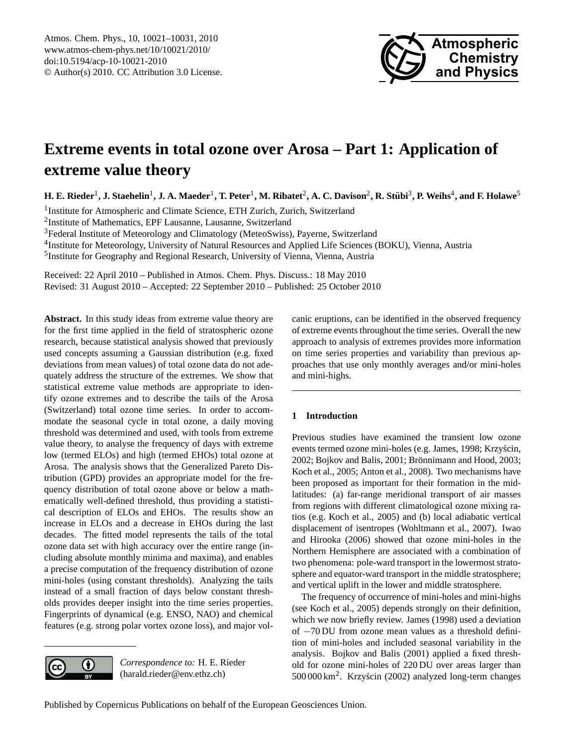# Extreme events in total ozone over Arosa – Part 1: Application of extreme value theory

**H. E. Rieder[1], J. Staehelin[1], J. A. Maeder[1], T. Peter[1], M. Ribatet[2], A. C. Davison[2], R. Stübi[3], P. Weihs[4], and F. Holawe[5]**

[1]Institute for Atmospheric and Climate Science, ETH Zurich, Zurich, Switzerland

[2]Institute of Mathematics, EPF Lausanne, Lausanne, Switzerland

[3]Federal Institute of Meteorology and Climatology (MeteoSwiss), Payerne, Switzerland

[4]Institute for Meteorology, University of Natural Resources and Applied Life Sciences (BOKU), Vienna, Austria

[5]Institute for Geography and Regional Research, University of Vienna, Vienna, Austria

Received: 22 April 2010 – Published in Atmos. Chem. Phys. Discuss.: 18 May 2010

Revised: 31 August 2010 – Accepted: 22 September 2010 – Published: 25 October 2010

**Abstract.** In this study ideas from extreme value theory are for the first time applied in the field of stratospheric ozone research, because statistical analysis showed that previously used concepts assuming a Gaussian distribution (e.g. fixed deviations from mean values) of total ozone data do not adequately address the structure of the extremes. We show that statistical extreme value methods are appropriate to identify ozone extremes and to describe the tails of the Arosa (Switzerland) total ozone time series. In order to accommodate the seasonal cycle in total ozone, a daily moving threshold was determined and used, with tools from extreme value theory, to analyse the frequency of days with extreme low (termed ELOs) and high (termed EHOs) total ozone at Arosa. The analysis shows that the Generalized Pareto Distribution (GPD) provides an appropriate model for the frequency distribution of total ozone above or below a mathematically well-defined threshold, thus providing a statistical description of ELOs and EHOs. The results show an increase in ELOs and a decrease in EHOs during the last decades. The fitted model represents the tails of the total ozone data set with high accuracy over the entire range (including absolute monthly minima and maxima), and enables a precise computation of the frequency distribution of ozone mini-holes (using constant thresholds). Analyzing the tails instead of a small fraction of days below constant thresholds provides deeper insight into the time series properties. Fingerprints of dynamical (e.g. ENSO, NAO) and chemical features (e.g. strong polar vortex ozone loss), and major volcanic eruptions, can be identified in the observed frequency of extreme events throughout the time series. Overall the new approach to analysis of extremes provides more information on time series properties and variability than previous approaches that use only monthly averages and/or mini-holes and mini-highs.

*Correspondence to:* H. E. Rieder (harald.rieder@env.ethz.ch)

## 1 Introduction

Previous studies have examined the transient low ozone events termed ozone mini-holes (e.g. James, 1998; Krzyścin, 2002; Bojkov and Balis, 2001; Brönnimann and Hood, 2003; Koch et al., 2005; Anton et al., 2008). Two mechanisms have been proposed as important for their formation in the mid-latitudes: (a) far-range meridional transport of air masses from regions with different climatological ozone mixing ratios (e.g. Koch et al., 2005) and (b) local adiabatic vertical displacement of isentropes (Wohltmann et al., 2007). Iwao and Hirooka (2006) showed that ozone mini-holes in the Northern Hemisphere are associated with a combination of two phenomena: pole-ward transport in the lowermost stratosphere and equator-ward transport in the middle stratosphere; and vertical uplift in the lower and middle stratosphere.

The frequency of occurrence of mini-holes and mini-highs (see Koch et al., 2005) depends strongly on their definition, which we now briefly review. James (1998) used a deviation of −70 DU from ozone mean values as a threshold definition of mini-holes and included seasonal variability in the analysis. Bojkov and Balis (2001) applied a fixed threshold for ozone mini-holes of 220 DU over areas larger than 500 000 km$^2$. Krzyścin (2002) analyzed long-term changes

Published by Copernicus Publications on behalf of the European Geosciences Union.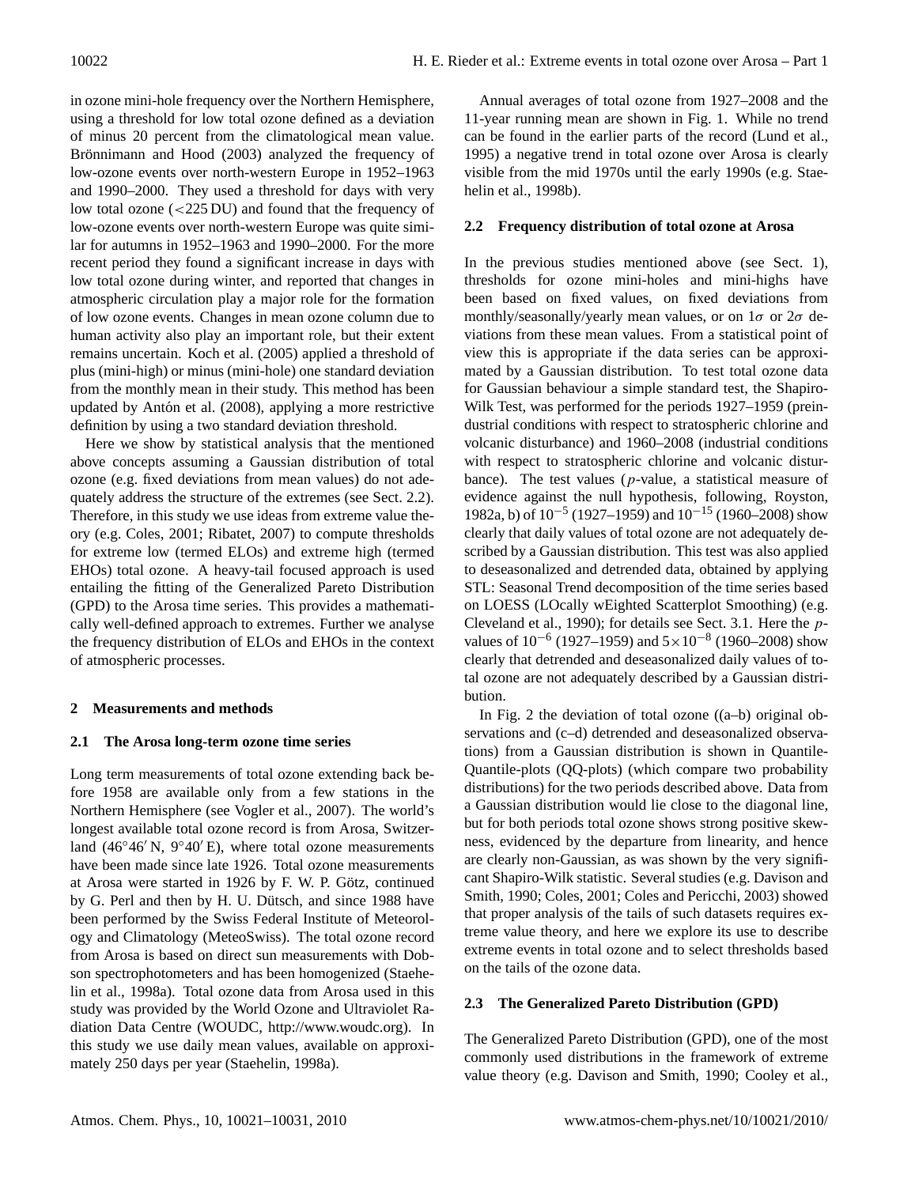in ozone mini-hole frequency over the Northern Hemisphere, using a threshold for low total ozone defined as a deviation of minus 20 percent from the climatological mean value. Brönnimann and Hood (2003) analyzed the frequency of low-ozone events over north-western Europe in 1952–1963 and 1990–2000. They used a threshold for days with very low total ozone (<225 DU) and found that the frequency of low-ozone events over north-western Europe was quite similar for autumns in 1952–1963 and 1990–2000. For the more recent period they found a significant increase in days with low total ozone during winter, and reported that changes in atmospheric circulation play a major role for the formation of low ozone events. Changes in mean ozone column due to human activity also play an important role, but their extent remains uncertain. Koch et al. (2005) applied a threshold of plus (mini-high) or minus (mini-hole) one standard deviation from the monthly mean in their study. This method has been updated by Antón et al. (2008), applying a more restrictive definition by using a two standard deviation threshold.

Here we show by statistical analysis that the mentioned above concepts assuming a Gaussian distribution of total ozone (e.g. fixed deviations from mean values) do not adequately address the structure of the extremes (see Sect. 2.2). Therefore, in this study we use ideas from extreme value theory (e.g. Coles, 2001; Ribatet, 2007) to compute thresholds for extreme low (termed ELOs) and extreme high (termed EHOs) total ozone. A heavy-tail focused approach is used entailing the fitting of the Generalized Pareto Distribution (GPD) to the Arosa time series. This provides a mathematically well-defined approach to extremes. Further we analyse the frequency distribution of ELOs and EHOs in the context of atmospheric processes.

## 2 Measurements and methods

### 2.1 The Arosa long-term ozone time series

Long term measurements of total ozone extending back before 1958 are available only from a few stations in the Northern Hemisphere (see Vogler et al., 2007). The world's longest available total ozone record is from Arosa, Switzerland (46°46′ N, 9°40′ E), where total ozone measurements have been made since late 1926. Total ozone measurements at Arosa were started in 1926 by F. W. P. Götz, continued by G. Perl and then by H. U. Dütsch, and since 1988 have been performed by the Swiss Federal Institute of Meteorology and Climatology (MeteoSwiss). The total ozone record from Arosa is based on direct sun measurements with Dobson spectrophotometers and has been homogenized (Staehelin et al., 1998a). Total ozone data from Arosa used in this study was provided by the World Ozone and Ultraviolet Radiation Data Centre (WOUDC, http://www.woudc.org). In this study we use daily mean values, available on approximately 250 days per year (Staehelin, 1998a).

Annual averages of total ozone from 1927–2008 and the 11-year running mean are shown in Fig. 1. While no trend can be found in the earlier parts of the record (Lund et al., 1995) a negative trend in total ozone over Arosa is clearly visible from the mid 1970s until the early 1990s (e.g. Staehelin et al., 1998b).

### 2.2 Frequency distribution of total ozone at Arosa

In the previous studies mentioned above (see Sect. 1), thresholds for ozone mini-holes and mini-highs have been based on fixed values, on fixed deviations from monthly/seasonally/yearly mean values, or on $1\sigma$ or $2\sigma$ deviations from these mean values. From a statistical point of view this is appropriate if the data series can be approximated by a Gaussian distribution. To test total ozone data for Gaussian behaviour a simple standard test, the Shapiro-Wilk Test, was performed for the periods 1927–1959 (preindustrial conditions with respect to stratospheric chlorine and volcanic disturbance) and 1960–2008 (industrial conditions with respect to stratospheric chlorine and volcanic disturbance). The test values ($p$-value, a statistical measure of evidence against the null hypothesis, following, Royston, 1982a, b) of $10^{-5}$ (1927–1959) and $10^{-15}$ (1960–2008) show clearly that daily values of total ozone are not adequately described by a Gaussian distribution. This test was also applied to deseasonalized and detrended data, obtained by applying STL: Seasonal Trend decomposition of the time series based on LOESS (LOcally wEighted Scatterplot Smoothing) (e.g. Cleveland et al., 1990); for details see Sect. 3.1. Here the $p$-values of $10^{-6}$ (1927–1959) and $5\times10^{-8}$ (1960–2008) show clearly that detrended and deseasonalized daily values of total ozone are not adequately described by a Gaussian distribution.

In Fig. 2 the deviation of total ozone ((a–b) original observations and (c–d) detrended and deseasonalized observations) from a Gaussian distribution is shown in Quantile-Quantile-plots (QQ-plots) (which compare two probability distributions) for the two periods described above. Data from a Gaussian distribution would lie close to the diagonal line, but for both periods total ozone shows strong positive skewness, evidenced by the departure from linearity, and hence are clearly non-Gaussian, as was shown by the very significant Shapiro-Wilk statistic. Several studies (e.g. Davison and Smith, 1990; Coles, 2001; Coles and Pericchi, 2003) showed that proper analysis of the tails of such datasets requires extreme value theory, and here we explore its use to describe extreme events in total ozone and to select thresholds based on the tails of the ozone data.

### 2.3 The Generalized Pareto Distribution (GPD)

The Generalized Pareto Distribution (GPD), one of the most commonly used distributions in the framework of extreme value theory (e.g. Davison and Smith, 1990; Cooley et al.,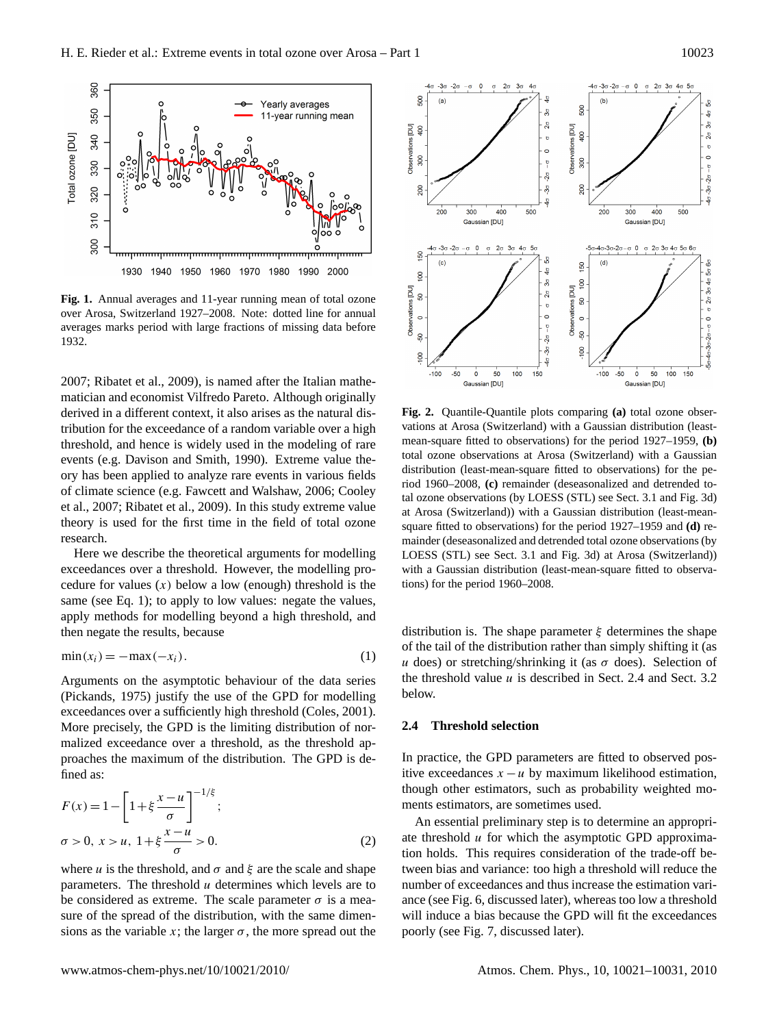**Fig. 1.** Annual averages and 11-year running mean of total ozone over Arosa, Switzerland 1927–2008. Note: dotted line for annual averages marks period with large fractions of missing data before 1932.

**Fig. 2.** Quantile-Quantile plots comparing **(a)** total ozone observations at Arosa (Switzerland) with a Gaussian distribution (least-mean-square fitted to observations) for the period 1927–1959, **(b)** total ozone observations at Arosa (Switzerland) with a Gaussian distribution (least-mean-square fitted to observations) for the period 1960–2008, **(c)** remainder (deseasonalized and detrended total ozone observations (by LOESS (STL) see Sect. 3.1 and Fig. 3d) at Arosa (Switzerland)) with a Gaussian distribution (least-mean-square fitted to observations) for the period 1927–1959 and **(d)** remainder (deseasonalized and detrended total ozone observations (by LOESS (STL) see Sect. 3.1 and Fig. 3d) at Arosa (Switzerland)) with a Gaussian distribution (least-mean-square fitted to observations) for the period 1960–2008.

2007; Ribatet et al., 2009), is named after the Italian mathematician and economist Vilfredo Pareto. Although originally derived in a different context, it also arises as the natural distribution for the exceedance of a random variable over a high threshold, and hence is widely used in the modeling of rare events (e.g. Davison and Smith, 1990). Extreme value theory has been applied to analyze rare events in various fields of climate science (e.g. Fawcett and Walshaw, 2006; Cooley et al., 2007; Ribatet et al., 2009). In this study extreme value theory is used for the first time in the field of total ozone research.

Here we describe the theoretical arguments for modelling exceedances over a threshold. However, the modelling procedure for values ($x$) below a low (enough) threshold is the same (see Eq. 1); to apply to low values: negate the values, apply methods for modelling beyond a high threshold, and then negate the results, because

$$\min(x_i) = -\max(-x_i). \tag{1}$$

Arguments on the asymptotic behaviour of the data series (Pickands, 1975) justify the use of the GPD for modelling exceedances over a sufficiently high threshold (Coles, 2001). More precisely, the GPD is the limiting distribution of normalized exceedance over a threshold, as the threshold approaches the maximum of the distribution. The GPD is defined as:

$$F(x) = 1 - \left[1 + \xi \frac{x-u}{\sigma}\right]^{-1/\xi};$$
$$\sigma > 0,\ x > u,\ 1 + \xi \frac{x-u}{\sigma} > 0. \tag{2}$$

where $u$ is the threshold, and $\sigma$ and $\xi$ are the scale and shape parameters. The threshold $u$ determines which levels are to be considered as extreme. The scale parameter $\sigma$ is a measure of the spread of the distribution, with the same dimensions as the variable $x$; the larger $\sigma$, the more spread out the distribution is. The shape parameter $\xi$ determines the shape of the tail of the distribution rather than simply shifting it (as $u$ does) or stretching/shrinking it (as $\sigma$ does). Selection of the threshold value $u$ is described in Sect. 2.4 and Sect. 3.2 below.

### 2.4 Threshold selection

In practice, the GPD parameters are fitted to observed positive exceedances $x - u$ by maximum likelihood estimation, though other estimators, such as probability weighted moments estimators, are sometimes used.

An essential preliminary step is to determine an appropriate threshold $u$ for which the asymptotic GPD approximation holds. This requires consideration of the trade-off between bias and variance: too high a threshold will reduce the number of exceedances and thus increase the estimation variance (see Fig. 6, discussed later), whereas too low a threshold will induce a bias because the GPD will fit the exceedances poorly (see Fig. 7, discussed later).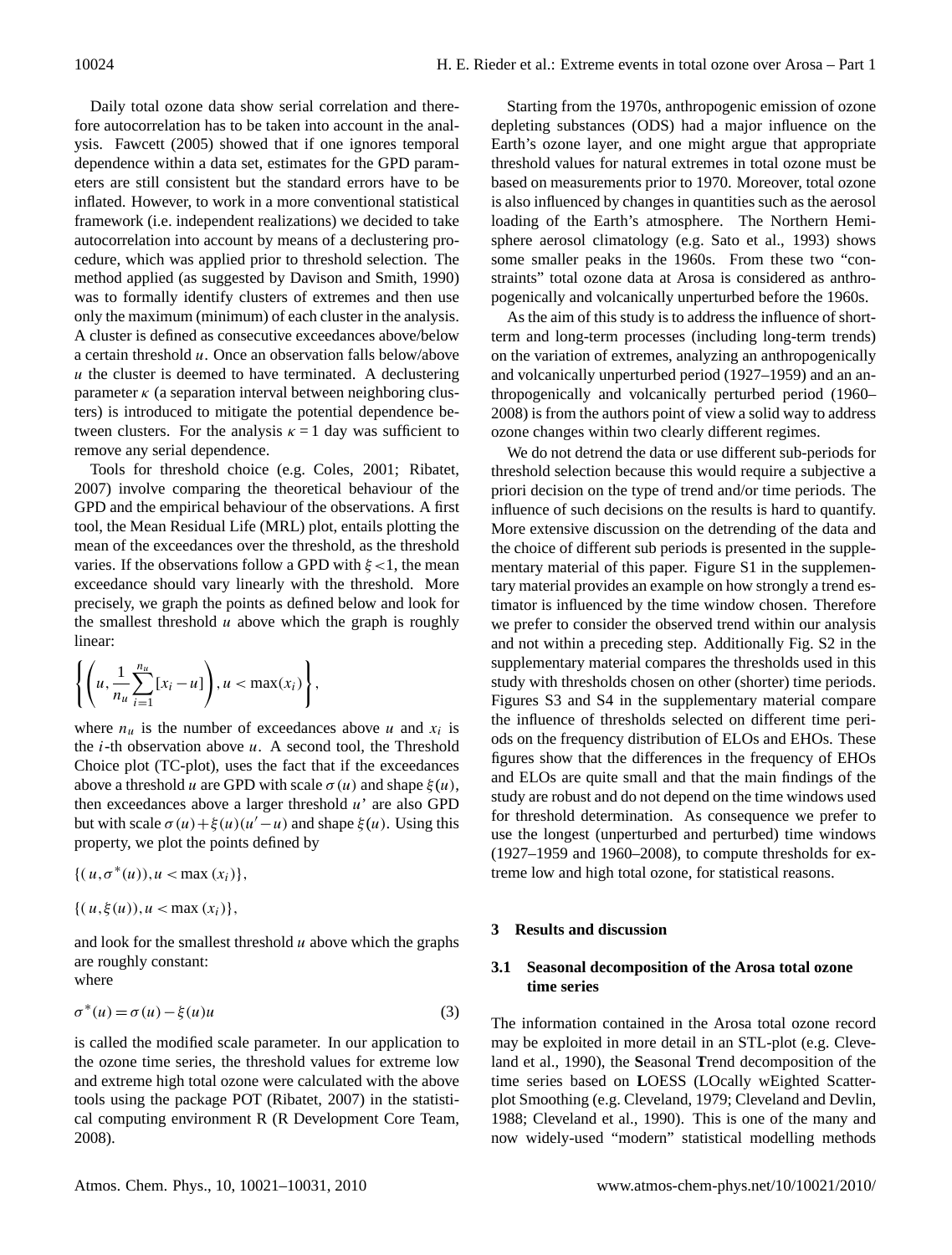Daily total ozone data show serial correlation and therefore autocorrelation has to be taken into account in the analysis. Fawcett (2005) showed that if one ignores temporal dependence within a data set, estimates for the GPD parameters are still consistent but the standard errors have to be inflated. However, to work in a more conventional statistical framework (i.e. independent realizations) we decided to take autocorrelation into account by means of a declustering procedure, which was applied prior to threshold selection. The method applied (as suggested by Davison and Smith, 1990) was to formally identify clusters of extremes and then use only the maximum (minimum) of each cluster in the analysis. A cluster is defined as consecutive exceedances above/below a certain threshold $u$. Once an observation falls below/above $u$ the cluster is deemed to have terminated. A declustering parameter $\kappa$ (a separation interval between neighboring clusters) is introduced to mitigate the potential dependence between clusters. For the analysis $\kappa = 1$ day was sufficient to remove any serial dependence.

Tools for threshold choice (e.g. Coles, 2001; Ribatet, 2007) involve comparing the theoretical behaviour of the GPD and the empirical behaviour of the observations. A first tool, the Mean Residual Life (MRL) plot, entails plotting the mean of the exceedances over the threshold, as the threshold varies. If the observations follow a GPD with $\xi < 1$, the mean exceedance should vary linearly with the threshold. More precisely, we graph the points as defined below and look for the smallest threshold $u$ above which the graph is roughly linear:

$$\left\{ \left( u, \frac{1}{n_u} \sum_{i=1}^{n_u} [x_i - u] \right), u < \max(x_i) \right\},$$

where $n_u$ is the number of exceedances above $u$ and $x_i$ is the $i$-th observation above $u$. A second tool, the Threshold Choice plot (TC-plot), uses the fact that if the exceedances above a threshold $u$ are GPD with scale $\sigma(u)$ and shape $\xi(u)$, then exceedances above a larger threshold $u'$ are also GPD but with scale $\sigma(u) + \xi(u)(u' - u)$ and shape $\xi(u)$. Using this property, we plot the points defined by

$$\{(u, \sigma^*(u)), u < \max(x_i)\},$$

$$\{(u, \xi(u)), u < \max(x_i)\},$$

and look for the smallest threshold $u$ above which the graphs are roughly constant:
where

$$\sigma^*(u) = \sigma(u) - \xi(u)u \tag{3}$$

is called the modified scale parameter. In our application to the ozone time series, the threshold values for extreme low and extreme high total ozone were calculated with the above tools using the package POT (Ribatet, 2007) in the statistical computing environment R (R Development Core Team, 2008).

Starting from the 1970s, anthropogenic emission of ozone depleting substances (ODS) had a major influence on the Earth's ozone layer, and one might argue that appropriate threshold values for natural extremes in total ozone must be based on measurements prior to 1970. Moreover, total ozone is also influenced by changes in quantities such as the aerosol loading of the Earth's atmosphere. The Northern Hemisphere aerosol climatology (e.g. Sato et al., 1993) shows some smaller peaks in the 1960s. From these two "constraints" total ozone data at Arosa is considered as anthropogenically and volcanically unperturbed before the 1960s.

As the aim of this study is to address the influence of short-term and long-term processes (including long-term trends) on the variation of extremes, analyzing an anthropogenically and volcanically unperturbed period (1927–1959) and an anthropogenically and volcanically perturbed period (1960–2008) is from the authors point of view a solid way to address ozone changes within two clearly different regimes.

We do not detrend the data or use different sub-periods for threshold selection because this would require a subjective a priori decision on the type of trend and/or time periods. The influence of such decisions on the results is hard to quantify. More extensive discussion on the detrending of the data and the choice of different sub periods is presented in the supplementary material of this paper. Figure S1 in the supplementary material provides an example on how strongly a trend estimator is influenced by the time window chosen. Therefore we prefer to consider the observed trend within our analysis and not within a preceding step. Additionally Fig. S2 in the supplementary material compares the thresholds used in this study with thresholds chosen on other (shorter) time periods. Figures S3 and S4 in the supplementary material compare the influence of thresholds selected on different time periods on the frequency distribution of ELOs and EHOs. These figures show that the differences in the frequency of EHOs and ELOs are quite small and that the main findings of the study are robust and do not depend on the time windows used for threshold determination. As consequence we prefer to use the longest (unperturbed and perturbed) time windows (1927–1959 and 1960–2008), to compute thresholds for extreme low and high total ozone, for statistical reasons.

## 3 Results and discussion

### 3.1 Seasonal decomposition of the Arosa total ozone time series

The information contained in the Arosa total ozone record may be exploited in more detail in an STL-plot (e.g. Cleveland et al., 1990), the **S**easonal **T**rend decomposition of the time series based on **L**OESS (LOcally wEighted Scatterplot Smoothing (e.g. Cleveland, 1979; Cleveland and Devlin, 1988; Cleveland et al., 1990). This is one of the many and now widely-used "modern" statistical modelling methods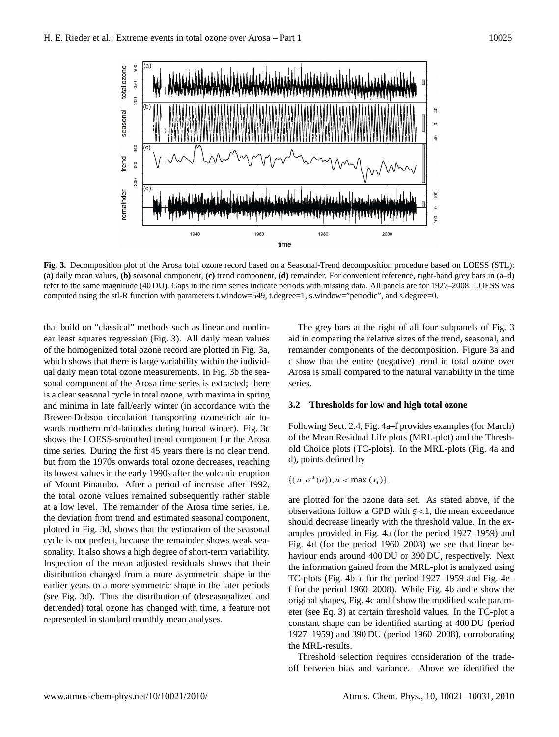**Fig. 3.** Decomposition plot of the Arosa total ozone record based on a Seasonal-Trend decomposition procedure based on LOESS (STL): **(a)** daily mean values, **(b)** seasonal component, **(c)** trend component, **(d)** remainder. For convenient reference, right-hand grey bars in (a–d) refer to the same magnitude (40 DU). Gaps in the time series indicate periods with missing data. All panels are for 1927–2008. LOESS was computed using the stl-R function with parameters t.window=549, t.degree=1, s.window="periodic", and s.degree=0.

that build on "classical" methods such as linear and nonlinear least squares regression (Fig. 3). All daily mean values of the homogenized total ozone record are plotted in Fig. 3a, which shows that there is large variability within the individual daily mean total ozone measurements. In Fig. 3b the seasonal component of the Arosa time series is extracted; there is a clear seasonal cycle in total ozone, with maxima in spring and minima in late fall/early winter (in accordance with the Brewer-Dobson circulation transporting ozone-rich air towards northern mid-latitudes during boreal winter). Fig. 3c shows the LOESS-smoothed trend component for the Arosa time series. During the first 45 years there is no clear trend, but from the 1970s onwards total ozone decreases, reaching its lowest values in the early 1990s after the volcanic eruption of Mount Pinatubo. After a period of increase after 1992, the total ozone values remained subsequently rather stable at a low level. The remainder of the Arosa time series, i.e. the deviation from trend and estimated seasonal component, plotted in Fig. 3d, shows that the estimation of the seasonal cycle is not perfect, because the remainder shows weak seasonality. It also shows a high degree of short-term variability. Inspection of the mean adjusted residuals shows that their distribution changed from a more asymmetric shape in the earlier years to a more symmetric shape in the later periods (see Fig. 3d). Thus the distribution of (deseasonalized and detrended) total ozone has changed with time, a feature not represented in standard monthly mean analyses.

The grey bars at the right of all four subpanels of Fig. 3 aid in comparing the relative sizes of the trend, seasonal, and remainder components of the decomposition. Figure 3a and c show that the entire (negative) trend in total ozone over Arosa is small compared to the natural variability in the time series.

### 3.2 Thresholds for low and high total ozone

Following Sect. 2.4, Fig. 4a–f provides examples (for March) of the Mean Residual Life plots (MRL-plot) and the Threshold Choice plots (TC-plots). In the MRL-plots (Fig. 4a and d), points defined by

$\{(u,\sigma^*(u)), u < \max(x_i)\}$,

are plotted for the ozone data set. As stated above, if the observations follow a GPD with $\xi < 1$, the mean exceedance should decrease linearly with the threshold value. In the examples provided in Fig. 4a (for the period 1927–1959) and Fig. 4d (for the period 1960–2008) we see that linear behaviour ends around 400 DU or 390 DU, respectively. Next the information gained from the MRL-plot is analyzed using TC-plots (Fig. 4b–c for the period 1927–1959 and Fig. 4e–f for the period 1960–2008). While Fig. 4b and e show the original shapes, Fig. 4c and f show the modified scale parameter (see Eq. 3) at certain threshold values. In the TC-plot a constant shape can be identified starting at 400 DU (period 1927–1959) and 390 DU (period 1960–2008), corroborating the MRL-results.

Threshold selection requires consideration of the trade-off between bias and variance. Above we identified the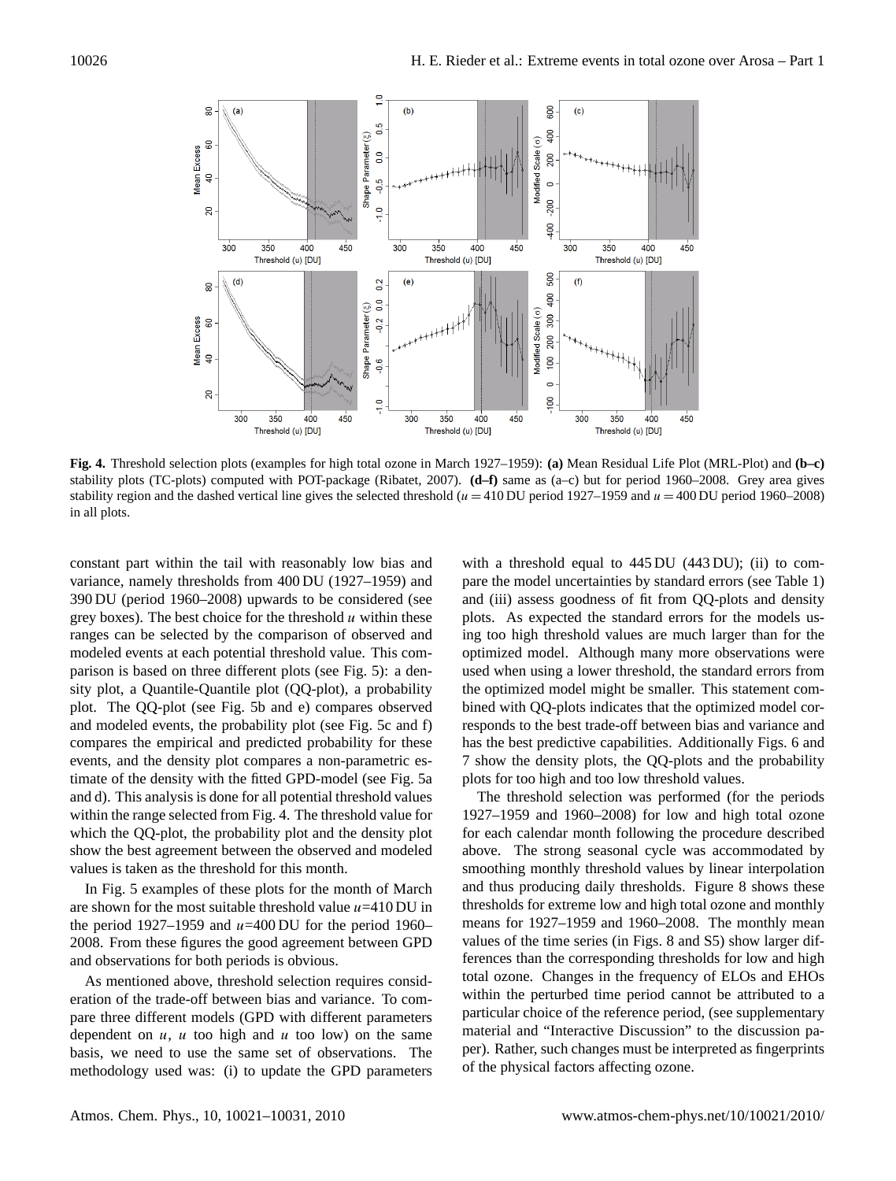**Fig. 4.** Threshold selection plots (examples for high total ozone in March 1927–1959): **(a)** Mean Residual Life Plot (MRL-Plot) and **(b–c)** stability plots (TC-plots) computed with POT-package (Ribatet, 2007). **(d–f)** same as (a–c) but for period 1960–2008. Grey area gives stability region and the dashed vertical line gives the selected threshold ($u = 410$ DU period 1927–1959 and $u = 400$ DU period 1960–2008) in all plots.

constant part within the tail with reasonably low bias and variance, namely thresholds from 400 DU (1927–1959) and 390 DU (period 1960–2008) upwards to be considered (see grey boxes). The best choice for the threshold $u$ within these ranges can be selected by the comparison of observed and modeled events at each potential threshold value. This comparison is based on three different plots (see Fig. 5): a density plot, a Quantile-Quantile plot (QQ-plot), a probability plot. The QQ-plot (see Fig. 5b and e) compares observed and modeled events, the probability plot (see Fig. 5c and f) compares the empirical and predicted probability for these events, and the density plot compares a non-parametric estimate of the density with the fitted GPD-model (see Fig. 5a and d). This analysis is done for all potential threshold values within the range selected from Fig. 4. The threshold value for which the QQ-plot, the probability plot and the density plot show the best agreement between the observed and modeled values is taken as the threshold for this month.

In Fig. 5 examples of these plots for the month of March are shown for the most suitable threshold value $u$=410 DU in the period 1927–1959 and $u$=400 DU for the period 1960–2008. From these figures the good agreement between GPD and observations for both periods is obvious.

As mentioned above, threshold selection requires consideration of the trade-off between bias and variance. To compare three different models (GPD with different parameters dependent on $u$, $u$ too high and $u$ too low) on the same basis, we need to use the same set of observations. The methodology used was: (i) to update the GPD parameters with a threshold equal to 445 DU (443 DU); (ii) to compare the model uncertainties by standard errors (see Table 1) and (iii) assess goodness of fit from QQ-plots and density plots. As expected the standard errors for the models using too high threshold values are much larger than for the optimized model. Although many more observations were used when using a lower threshold, the standard errors from the optimized model might be smaller. This statement combined with QQ-plots indicates that the optimized model corresponds to the best trade-off between bias and variance and has the best predictive capabilities. Additionally Figs. 6 and 7 show the density plots, the QQ-plots and the probability plots for too high and too low threshold values.

The threshold selection was performed (for the periods 1927–1959 and 1960–2008) for low and high total ozone for each calendar month following the procedure described above. The strong seasonal cycle was accommodated by smoothing monthly threshold values by linear interpolation and thus producing daily thresholds. Figure 8 shows these thresholds for extreme low and high total ozone and monthly means for 1927–1959 and 1960–2008. The monthly mean values of the time series (in Figs. 8 and S5) show larger differences than the corresponding thresholds for low and high total ozone. Changes in the frequency of ELOs and EHOs within the perturbed time period cannot be attributed to a particular choice of the reference period, (see supplementary material and "Interactive Discussion" to the discussion paper). Rather, such changes must be interpreted as fingerprints of the physical factors affecting ozone.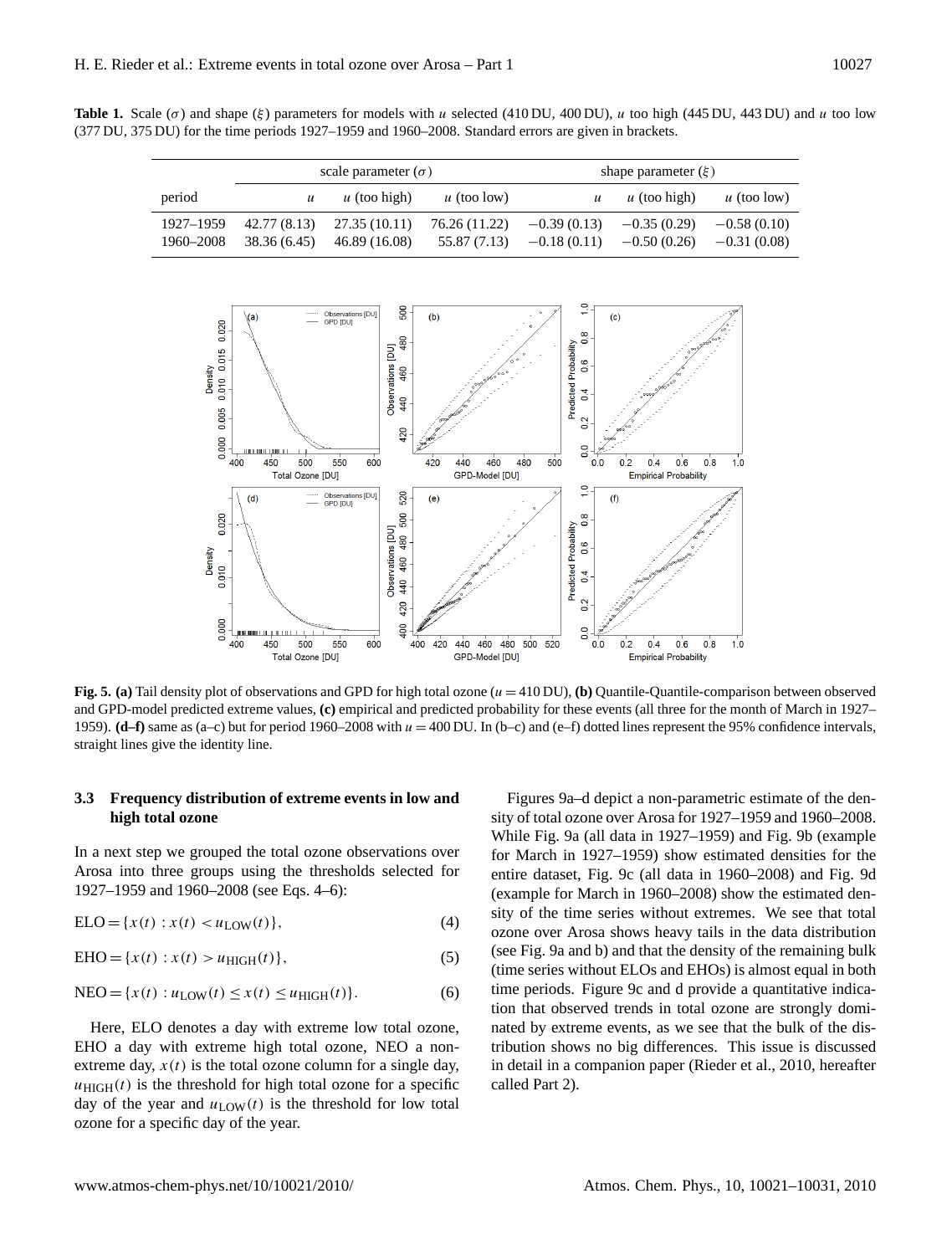**Table 1.** Scale ($\sigma$) and shape ($\xi$) parameters for models with $u$ selected (410 DU, 400 DU), $u$ too high (445 DU, 443 DU) and $u$ too low (377 DU, 375 DU) for the time periods 1927–1959 and 1960–2008. Standard errors are given in brackets.

| | scale parameter ($\sigma$) | | | shape parameter ($\xi$) | | |
|---|---|---|---|---|---|---|
| period | $u$ | $u$ (too high) | $u$ (too low) | $u$ | $u$ (too high) | $u$ (too low) |
| 1927–1959 | 42.77 (8.13) | 27.35 (10.11) | 76.26 (11.22) | −0.39 (0.13) | −0.35 (0.29) | −0.58 (0.10) |
| 1960–2008 | 38.36 (6.45) | 46.89 (16.08) | 55.87 (7.13) | −0.18 (0.11) | −0.50 (0.26) | −0.31 (0.08) |

**Fig. 5. (a)** Tail density plot of observations and GPD for high total ozone ($u = 410$ DU), **(b)** Quantile-Quantile-comparison between observed and GPD-model predicted extreme values, **(c)** empirical and predicted probability for these events (all three for the month of March in 1927–1959). **(d–f)** same as (a–c) but for period 1960–2008 with $u = 400$ DU. In (b–c) and (e–f) dotted lines represent the 95% confidence intervals, straight lines give the identity line.

### 3.3 Frequency distribution of extreme events in low and high total ozone

In a next step we grouped the total ozone observations over Arosa into three groups using the thresholds selected for 1927–1959 and 1960–2008 (see Eqs. 4–6):

$$\text{ELO} = \{x(t) : x(t) < u_{\text{LOW}}(t)\}, \tag{4}$$

$$\text{EHO} = \{x(t) : x(t) > u_{\text{HIGH}}(t)\}, \tag{5}$$

$$\text{NEO} = \{x(t) : u_{\text{LOW}}(t) \leq x(t) \leq u_{\text{HIGH}}(t)\}. \tag{6}$$

Here, ELO denotes a day with extreme low total ozone, EHO a day with extreme high total ozone, NEO a non-extreme day, $x(t)$ is the total ozone column for a single day, $u_{\text{HIGH}}(t)$ is the threshold for high total ozone for a specific day of the year and $u_{\text{LOW}}(t)$ is the threshold for low total ozone for a specific day of the year.

Figures 9a–d depict a non-parametric estimate of the density of total ozone over Arosa for 1927–1959 and 1960–2008. While Fig. 9a (all data in 1927–1959) and Fig. 9b (example for March in 1927–1959) show estimated densities for the entire dataset, Fig. 9c (all data in 1960–2008) and Fig. 9d (example for March in 1960–2008) show the estimated density of the time series without extremes. We see that total ozone over Arosa shows heavy tails in the data distribution (see Fig. 9a and b) and that the density of the remaining bulk (time series without ELOs and EHOs) is almost equal in both time periods. Figure 9c and d provide a quantitative indication that observed trends in total ozone are strongly dominated by extreme events, as we see that the bulk of the distribution shows no big differences. This issue is discussed in detail in a companion paper (Rieder et al., 2010, hereafter called Part 2).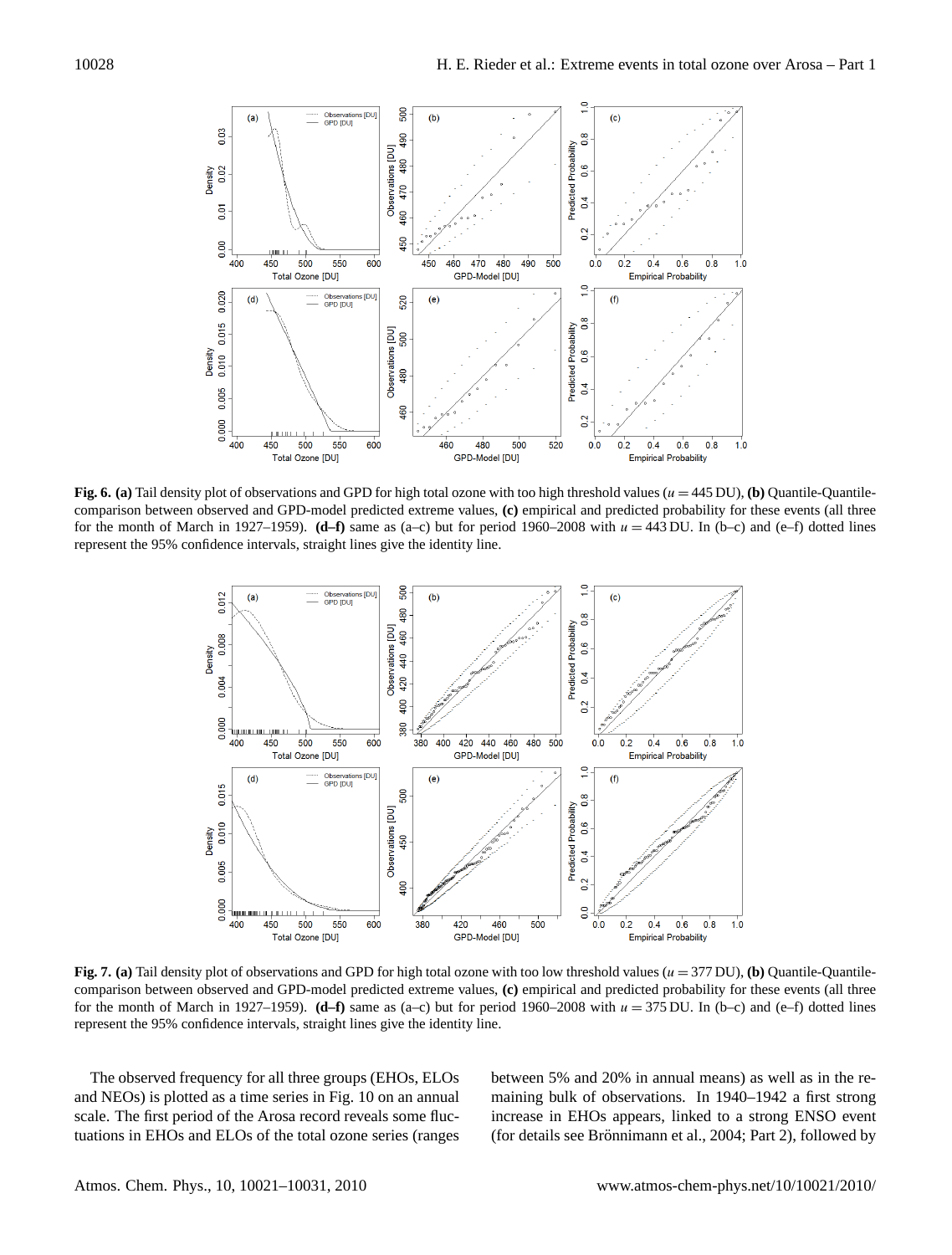**Fig. 6. (a)** Tail density plot of observations and GPD for high total ozone with too high threshold values ($u = 445$ DU), **(b)** Quantile-Quantile-comparison between observed and GPD-model predicted extreme values, **(c)** empirical and predicted probability for these events (all three for the month of March in 1927–1959). **(d–f)** same as (a–c) but for period 1960–2008 with $u = 443$ DU. In (b–c) and (e–f) dotted lines represent the 95% confidence intervals, straight lines give the identity line.

**Fig. 7. (a)** Tail density plot of observations and GPD for high total ozone with too low threshold values ($u = 377$ DU), **(b)** Quantile-Quantile-comparison between observed and GPD-model predicted extreme values, **(c)** empirical and predicted probability for these events (all three for the month of March in 1927–1959). **(d–f)** same as (a–c) but for period 1960–2008 with $u = 375$ DU. In (b–c) and (e–f) dotted lines represent the 95% confidence intervals, straight lines give the identity line.

The observed frequency for all three groups (EHOs, ELOs and NEOs) is plotted as a time series in Fig. 10 on an annual scale. The first period of the Arosa record reveals some fluctuations in EHOs and ELOs of the total ozone series (ranges between 5% and 20% in annual means) as well as in the remaining bulk of observations. In 1940–1942 a first strong increase in EHOs appears, linked to a strong ENSO event (for details see Brönnimann et al., 2004; Part 2), followed by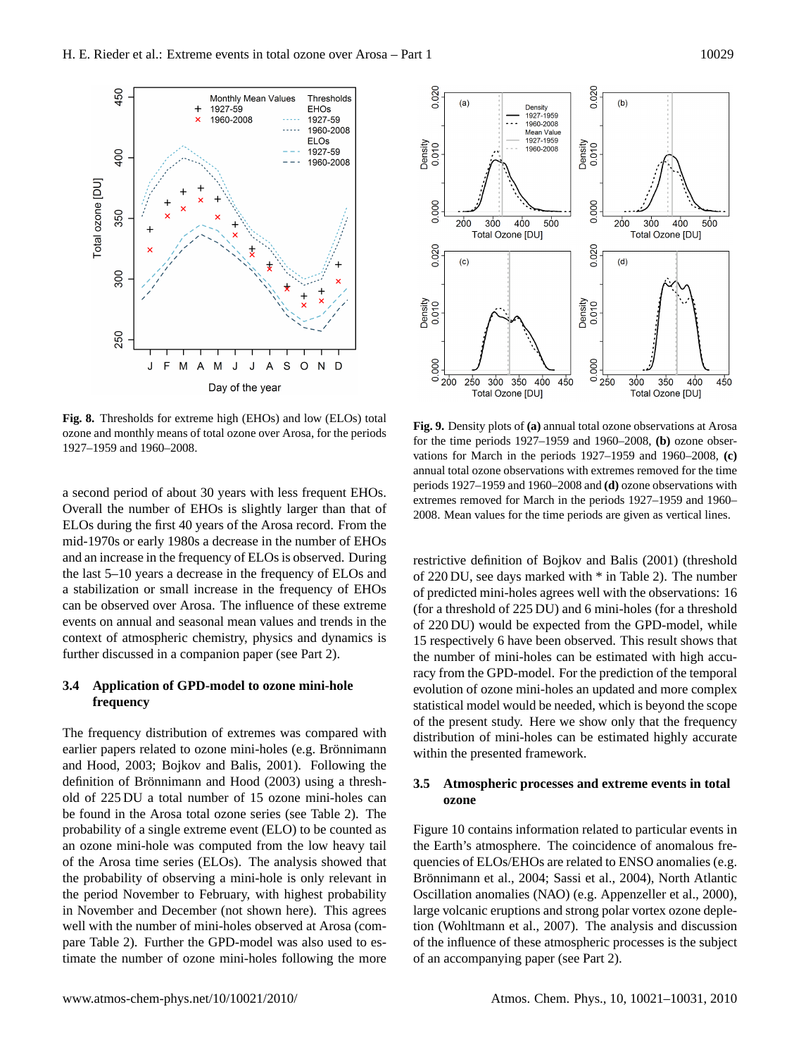**Fig. 8.** Thresholds for extreme high (EHOs) and low (ELOs) total ozone and monthly means of total ozone over Arosa, for the periods 1927–1959 and 1960–2008.

**Fig. 9.** Density plots of **(a)** annual total ozone observations at Arosa for the time periods 1927–1959 and 1960–2008, **(b)** ozone observations for March in the periods 1927–1959 and 1960–2008, **(c)** annual total ozone observations with extremes removed for the time periods 1927–1959 and 1960–2008 and **(d)** ozone observations with extremes removed for March in the periods 1927–1959 and 1960–2008. Mean values for the time periods are given as vertical lines.

a second period of about 30 years with less frequent EHOs. Overall the number of EHOs is slightly larger than that of ELOs during the first 40 years of the Arosa record. From the mid-1970s or early 1980s a decrease in the number of EHOs and an increase in the frequency of ELOs is observed. During the last 5–10 years a decrease in the frequency of ELOs and a stabilization or small increase in the frequency of EHOs can be observed over Arosa. The influence of these extreme events on annual and seasonal mean values and trends in the context of atmospheric chemistry, physics and dynamics is further discussed in a companion paper (see Part 2).

### 3.4 Application of GPD-model to ozone mini-hole frequency

The frequency distribution of extremes was compared with earlier papers related to ozone mini-holes (e.g. Brönnimann and Hood, 2003; Bojkov and Balis, 2001). Following the definition of Brönnimann and Hood (2003) using a threshold of 225 DU a total number of 15 ozone mini-holes can be found in the Arosa total ozone series (see Table 2). The probability of a single extreme event (ELO) to be counted as an ozone mini-hole was computed from the low heavy tail of the Arosa time series (ELOs). The analysis showed that the probability of observing a mini-hole is only relevant in the period November to February, with highest probability in November and December (not shown here). This agrees well with the number of mini-holes observed at Arosa (compare Table 2). Further the GPD-model was also used to estimate the number of ozone mini-holes following the more restrictive definition of Bojkov and Balis (2001) (threshold of 220 DU, see days marked with * in Table 2). The number of predicted mini-holes agrees well with the observations: 16 (for a threshold of 225 DU) and 6 mini-holes (for a threshold of 220 DU) would be expected from the GPD-model, while 15 respectively 6 have been observed. This result shows that the number of mini-holes can be estimated with high accuracy from the GPD-model. For the prediction of the temporal evolution of ozone mini-holes an updated and more complex statistical model would be needed, which is beyond the scope of the present study. Here we show only that the frequency distribution of mini-holes can be estimated highly accurate within the presented framework.

### 3.5 Atmospheric processes and extreme events in total ozone

Figure 10 contains information related to particular events in the Earth's atmosphere. The coincidence of anomalous frequencies of ELOs/EHOs are related to ENSO anomalies (e.g. Brönnimann et al., 2004; Sassi et al., 2004), North Atlantic Oscillation anomalies (NAO) (e.g. Appenzeller et al., 2000), large volcanic eruptions and strong polar vortex ozone depletion (Wohltmann et al., 2007). The analysis and discussion of the influence of these atmospheric processes is the subject of an accompanying paper (see Part 2).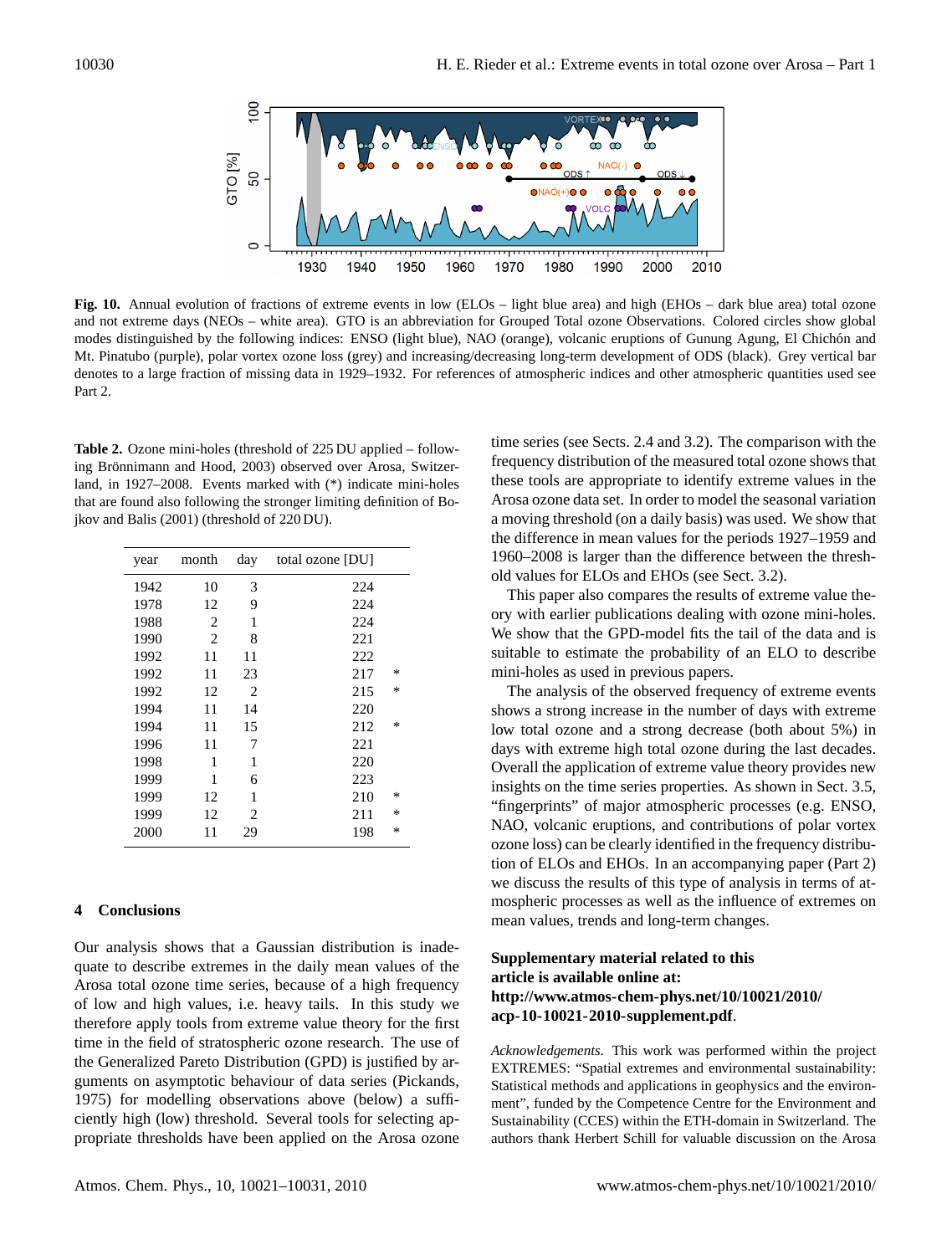**Fig. 10.** Annual evolution of fractions of extreme events in low (ELOs – light blue area) and high (EHOs – dark blue area) total ozone and not extreme days (NEOs – white area). GTO is an abbreviation for Grouped Total ozone Observations. Colored circles show global modes distinguished by the following indices: ENSO (light blue), NAO (orange), volcanic eruptions of Gunung Agung, El Chichón and Mt. Pinatubo (purple), polar vortex ozone loss (grey) and increasing/decreasing long-term development of ODS (black). Grey vertical bar denotes to a large fraction of missing data in 1929–1932. For references of atmospheric indices and other atmospheric quantities used see Part 2.

**Table 2.** Ozone mini-holes (threshold of 225 DU applied – following Brönnimann and Hood, 2003) observed over Arosa, Switzerland, in 1927–2008. Events marked with (*) indicate mini-holes that are found also following the stronger limiting definition of Bojkov and Balis (2001) (threshold of 220 DU).

| year | month | day | total ozone [DU] | |
|---|---|---|---|---|
| 1942 | 10 | 3 | 224 | |
| 1978 | 12 | 9 | 224 | |
| 1988 | 2 | 1 | 224 | |
| 1990 | 2 | 8 | 221 | |
| 1992 | 11 | 11 | 222 | |
| 1992 | 11 | 23 | 217 | * |
| 1992 | 12 | 2 | 215 | * |
| 1994 | 11 | 14 | 220 | |
| 1994 | 11 | 15 | 212 | * |
| 1996 | 11 | 7 | 221 | |
| 1998 | 1 | 1 | 220 | |
| 1999 | 1 | 6 | 223 | |
| 1999 | 12 | 1 | 210 | * |
| 1999 | 12 | 2 | 211 | * |
| 2000 | 11 | 29 | 198 | * |

## 4 Conclusions

Our analysis shows that a Gaussian distribution is inadequate to describe extremes in the daily mean values of the Arosa total ozone time series, because of a high frequency of low and high values, i.e. heavy tails. In this study we therefore apply tools from extreme value theory for the first time in the field of stratospheric ozone research. The use of the Generalized Pareto Distribution (GPD) is justified by arguments on asymptotic behaviour of data series (Pickands, 1975) for modelling observations above (below) a sufficiently high (low) threshold. Several tools for selecting appropriate thresholds have been applied on the Arosa ozone time series (see Sects. 2.4 and 3.2). The comparison with the frequency distribution of the measured total ozone shows that these tools are appropriate to identify extreme values in the Arosa ozone data set. In order to model the seasonal variation a moving threshold (on a daily basis) was used. We show that the difference in mean values for the periods 1927–1959 and 1960–2008 is larger than the difference between the threshold values for ELOs and EHOs (see Sect. 3.2).

This paper also compares the results of extreme value theory with earlier publications dealing with ozone mini-holes. We show that the GPD-model fits the tail of the data and is suitable to estimate the probability of an ELO to describe mini-holes as used in previous papers.

The analysis of the observed frequency of extreme events shows a strong increase in the number of days with extreme low total ozone and a strong decrease (both about 5%) in days with extreme high total ozone during the last decades. Overall the application of extreme value theory provides new insights on the time series properties. As shown in Sect. 3.5, "fingerprints" of major atmospheric processes (e.g. ENSO, NAO, volcanic eruptions, and contributions of polar vortex ozone loss) can be clearly identified in the frequency distribution of ELOs and EHOs. In an accompanying paper (Part 2) we discuss the results of this type of analysis in terms of atmospheric processes as well as the influence of extremes on mean values, trends and long-term changes.

**Supplementary material related to this article is available online at: http://www.atmos-chem-phys.net/10/10021/2010/acp-10-10021-2010-supplement.pdf.**

*Acknowledgements.* This work was performed within the project EXTREMES: "Spatial extremes and environmental sustainability: Statistical methods and applications in geophysics and the environment", funded by the Competence Centre for the Environment and Sustainability (CCES) within the ETH-domain in Switzerland. The authors thank Herbert Schill for valuable discussion on the Arosa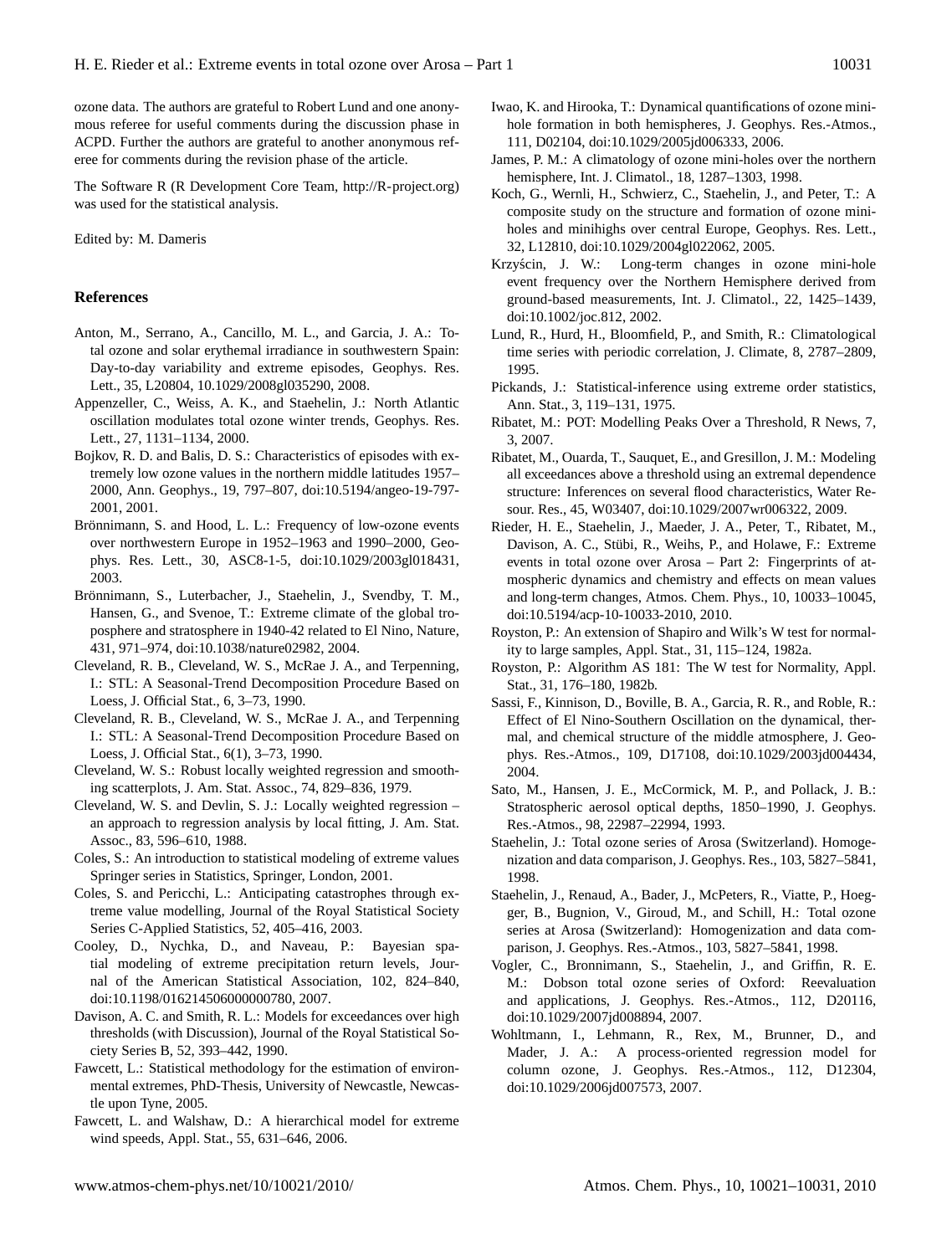ozone data. The authors are grateful to Robert Lund and one anonymous referee for useful comments during the discussion phase in ACPD. Further the authors are grateful to another anonymous referee for comments during the revision phase of the article.

The Software R (R Development Core Team, http://R-project.org) was used for the statistical analysis.

Edited by: M. Dameris

## References

Anton, M., Serrano, A., Cancillo, M. L., and Garcia, J. A.: Total ozone and solar erythemal irradiance in southwestern Spain: Day-to-day variability and extreme episodes, Geophys. Res. Lett., 35, L20804, 10.1029/2008gl035290, 2008.

Appenzeller, C., Weiss, A. K., and Staehelin, J.: North Atlantic oscillation modulates total ozone winter trends, Geophys. Res. Lett., 27, 1131–1134, 2000.

Bojkov, R. D. and Balis, D. S.: Characteristics of episodes with extremely low ozone values in the northern middle latitudes 1957–2000, Ann. Geophys., 19, 797–807, doi:10.5194/angeo-19-797-2001, 2001.

Brönnimann, S. and Hood, L. L.: Frequency of low-ozone events over northwestern Europe in 1952–1963 and 1990–2000, Geophys. Res. Lett., 30, ASC8-1-5, doi:10.1029/2003gl018431, 2003.

Brönnimann, S., Luterbacher, J., Staehelin, J., Svendby, T. M., Hansen, G., and Svenoe, T.: Extreme climate of the global troposphere and stratosphere in 1940-42 related to El Nino, Nature, 431, 971–974, doi:10.1038/nature02982, 2004.

Cleveland, R. B., Cleveland, W. S., McRae J. A., and Terpenning, I.: STL: A Seasonal-Trend Decomposition Procedure Based on Loess, J. Official Stat., 6, 3–73, 1990.

Cleveland, R. B., Cleveland, W. S., McRae J. A., and Terpenning I.: STL: A Seasonal-Trend Decomposition Procedure Based on Loess, J. Official Stat., 6(1), 3–73, 1990.

Cleveland, W. S.: Robust locally weighted regression and smoothing scatterplots, J. Am. Stat. Assoc., 74, 829–836, 1979.

Cleveland, W. S. and Devlin, S. J.: Locally weighted regression – an approach to regression analysis by local fitting, J. Am. Stat. Assoc., 83, 596–610, 1988.

Coles, S.: An introduction to statistical modeling of extreme values Springer series in Statistics, Springer, London, 2001.

Coles, S. and Pericchi, L.: Anticipating catastrophes through extreme value modelling, Journal of the Royal Statistical Society Series C-Applied Statistics, 52, 405–416, 2003.

Cooley, D., Nychka, D., and Naveau, P.: Bayesian spatial modeling of extreme precipitation return levels, Journal of the American Statistical Association, 102, 824–840, doi:10.1198/016214506000000780, 2007.

Davison, A. C. and Smith, R. L.: Models for exceedances over high thresholds (with Discussion), Journal of the Royal Statistical Society Series B, 52, 393–442, 1990.

Fawcett, L.: Statistical methodology for the estimation of environmental extremes, PhD-Thesis, University of Newcastle, Newcastle upon Tyne, 2005.

Fawcett, L. and Walshaw, D.: A hierarchical model for extreme wind speeds, Appl. Stat., 55, 631–646, 2006.

Iwao, K. and Hirooka, T.: Dynamical quantifications of ozone minihole formation in both hemispheres, J. Geophys. Res.-Atmos., 111, D02104, doi:10.1029/2005jd006333, 2006.

James, P. M.: A climatology of ozone mini-holes over the northern hemisphere, Int. J. Climatol., 18, 1287–1303, 1998.

Koch, G., Wernli, H., Schwierz, C., Staehelin, J., and Peter, T.: A composite study on the structure and formation of ozone miniholes and minihighs over central Europe, Geophys. Res. Lett., 32, L12810, doi:10.1029/2004gl022062, 2005.

Krzyścin, J. W.: Long-term changes in ozone mini-hole event frequency over the Northern Hemisphere derived from ground-based measurements, Int. J. Climatol., 22, 1425–1439, doi:10.1002/joc.812, 2002.

Lund, R., Hurd, H., Bloomfield, P., and Smith, R.: Climatological time series with periodic correlation, J. Climate, 8, 2787–2809, 1995.

Pickands, J.: Statistical-inference using extreme order statistics, Ann. Stat., 3, 119–131, 1975.

Ribatet, M.: POT: Modelling Peaks Over a Threshold, R News, 7, 3, 2007.

Ribatet, M., Ouarda, T., Sauquet, E., and Gresillon, J. M.: Modeling all exceedances above a threshold using an extremal dependence structure: Inferences on several flood characteristics, Water Resour. Res., 45, W03407, doi:10.1029/2007wr006322, 2009.

Rieder, H. E., Staehelin, J., Maeder, J. A., Peter, T., Ribatet, M., Davison, A. C., Stübi, R., Weihs, P., and Holawe, F.: Extreme events in total ozone over Arosa – Part 2: Fingerprints of atmospheric dynamics and chemistry and effects on mean values and long-term changes, Atmos. Chem. Phys., 10, 10033–10045, doi:10.5194/acp-10-10033-2010, 2010.

Royston, P.: An extension of Shapiro and Wilk's W test for normality to large samples, Appl. Stat., 31, 115–124, 1982a.

Royston, P.: Algorithm AS 181: The W test for Normality, Appl. Stat., 31, 176–180, 1982b.

Sassi, F., Kinnison, D., Boville, B. A., Garcia, R. R., and Roble, R.: Effect of El Nino-Southern Oscillation on the dynamical, thermal, and chemical structure of the middle atmosphere, J. Geophys. Res.-Atmos., 109, D17108, doi:10.1029/2003jd004434, 2004.

Sato, M., Hansen, J. E., McCormick, M. P., and Pollack, J. B.: Stratospheric aerosol optical depths, 1850–1990, J. Geophys. Res.-Atmos., 98, 22987–22994, 1993.

Staehelin, J.: Total ozone series of Arosa (Switzerland). Homogenization and data comparison, J. Geophys. Res., 103, 5827–5841, 1998.

Staehelin, J., Renaud, A., Bader, J., McPeters, R., Viatte, P., Hoegger, B., Bugnion, V., Giroud, M., and Schill, H.: Total ozone series at Arosa (Switzerland): Homogenization and data comparison, J. Geophys. Res.-Atmos., 103, 5827–5841, 1998.

Vogler, C., Bronnimann, S., Staehelin, J., and Griffin, R. E. M.: Dobson total ozone series of Oxford: Reevaluation and applications, J. Geophys. Res.-Atmos., 112, D20116, doi:10.1029/2007jd008894, 2007.

Wohltmann, I., Lehmann, R., Rex, M., Brunner, D., and Mader, J. A.: A process-oriented regression model for column ozone, J. Geophys. Res.-Atmos., 112, D12304, doi:10.1029/2006jd007573, 2007.